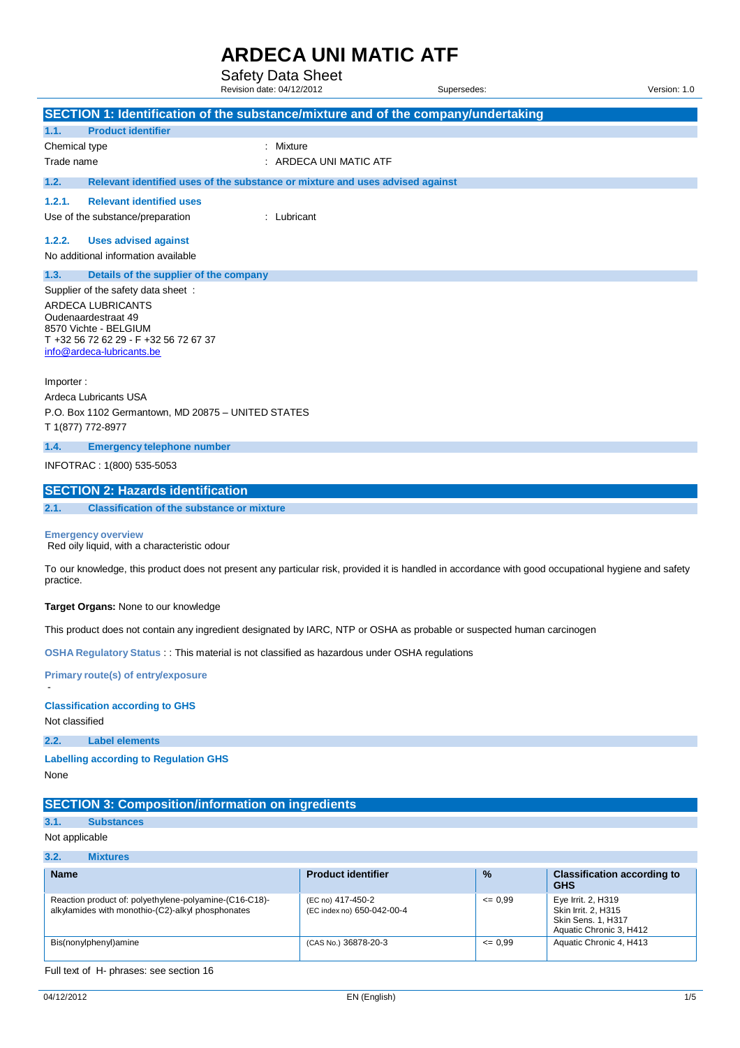# ARDECA UNI MATIC ATF

Safety Data Sheet

Revision date: 04/12/2012 Supersedes: Version: 1.0

## SECTION 1: Identification of the substance/mixture and of the company/undertaking

### 1.1. Product identifier

Chemical type : Mixture

Trade name : ARDECA UNI MATIC ATF

### 1.2. Relevant identified uses of the substance or mixture and uses advised against

#### 1.2.1. Relevant identified uses

Use of the substance/preparation : Lubricant

#### 1.2.2. Uses advised against

No additional information available

### 1.3. Details of the supplier of the company

Supplier of the safety data sheet :

ARDECA LUBRICANTS
Oudenaardestraat 49
8570 Vichte - BELGIUM
T +32 56 72 62 29 - F +32 56 72 67 37
info@ardeca-lubricants.be

Importer :

Ardeca Lubricants USA

P.O. Box 1102 Germantown, MD 20875 – UNITED STATES

T 1(877) 772-8977

### 1.4. Emergency telephone number

INFOTRAC : 1(800) 535-5053

## SECTION 2: Hazards identification

### 2.1. Classification of the substance or mixture

**Emergency overview**

Red oily liquid, with a characteristic odour

To our knowledge, this product does not present any particular risk, provided it is handled in accordance with good occupational hygiene and safety practice.

**Target Organs:** None to our knowledge

This product does not contain any ingredient designated by IARC, NTP or OSHA as probable or suspected human carcinogen

**OSHA Regulatory Status** : : This material is not classified as hazardous under OSHA regulations

**Primary route(s) of entry/exposure**

-

**Classification according to GHS**

Not classified

### 2.2. Label elements

**Labelling according to Regulation GHS**

None

## SECTION 3: Composition/information on ingredients

### 3.1. Substances

Not applicable

### 3.2. Mixtures

| Name | Product identifier | % | Classification according to GHS |
|---|---|---|---|
| Reaction product of: polyethylene-polyamine-(C16-C18)-alkylamides with monothio-(C2)-alkyl phosphonates | (EC no) 417-450-2<br>(EC index no) 650-042-00-4 | <= 0,99 | Eye Irrit. 2, H319<br>Skin Irrit. 2, H315<br>Skin Sens. 1, H317<br>Aquatic Chronic 3, H412 |
| Bis(nonylphenyl)amine | (CAS No.) 36878-20-3 | <= 0,99 | Aquatic Chronic 4, H413 |

Full text of H- phrases: see section 16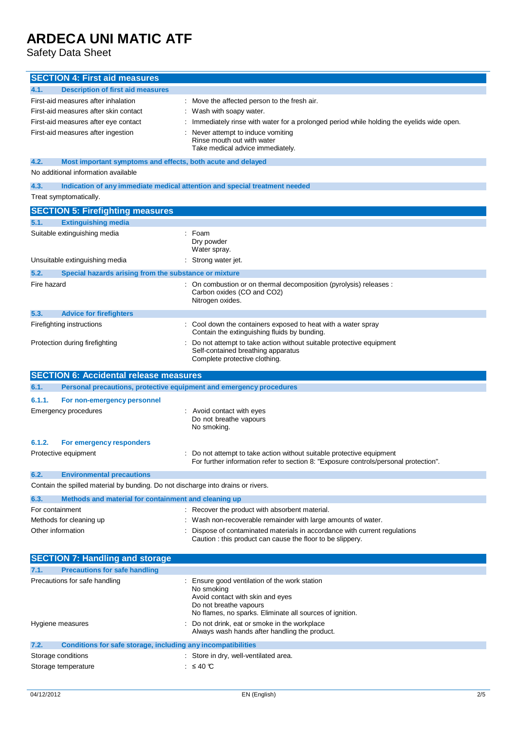## SECTION 4: First aid measures

### 4.1. Description of first aid measures

| | |
|---|---|
| First-aid measures after inhalation | : Move the affected person to the fresh air. |
| First-aid measures after skin contact | : Wash with soapy water. |
| First-aid measures after eye contact | : Immediately rinse with water for a prolonged period while holding the eyelids wide open. |
| First-aid measures after ingestion | : Never attempt to induce vomiting<br>Rinse mouth out with water<br>Take medical advice immediately. |

### 4.2. Most important symptoms and effects, both acute and delayed

No additional information available

### 4.3. Indication of any immediate medical attention and special treatment needed

Treat symptomatically.

## SECTION 5: Firefighting measures

### 5.1. Extinguishing media

| | |
|---|---|
| Suitable extinguishing media | : Foam<br>Dry powder<br>Water spray. |
| Unsuitable extinguishing media | : Strong water jet. |

### 5.2. Special hazards arising from the substance or mixture

| | |
|---|---|
| Fire hazard | : On combustion or on thermal decomposition (pyrolysis) releases :<br>Carbon oxides (CO and $CO_2$)<br>Nitrogen oxides. |

### 5.3. Advice for firefighters

| | |
|---|---|
| Firefighting instructions | : Cool down the containers exposed to heat with a water spray<br>Contain the extinguishing fluids by bunding. |
| Protection during firefighting | : Do not attempt to take action without suitable protective equipment<br>Self-contained breathing apparatus<br>Complete protective clothing. |

## SECTION 6: Accidental release measures

### 6.1. Personal precautions, protective equipment and emergency procedures

#### 6.1.1. For non-emergency personnel

| | |
|---|---|
| Emergency procedures | : Avoid contact with eyes<br>Do not breathe vapours<br>No smoking. |

#### 6.1.2. For emergency responders

| | |
|---|---|
| Protective equipment | : Do not attempt to take action without suitable protective equipment<br>For further information refer to section 8: "Exposure controls/personal protection". |

### 6.2. Environmental precautions

Contain the spilled material by bunding. Do not discharge into drains or rivers.

### 6.3. Methods and material for containment and cleaning up

| | |
|---|---|
| For containment | : Recover the product with absorbent material. |
| Methods for cleaning up | : Wash non-recoverable remainder with large amounts of water. |
| Other information | : Dispose of contaminated materials in accordance with current regulations<br>Caution : this product can cause the floor to be slippery. |

## SECTION 7: Handling and storage

### 7.1. Precautions for safe handling

| | |
|---|---|
| Precautions for safe handling | : Ensure good ventilation of the work station<br>No smoking<br>Avoid contact with skin and eyes<br>Do not breathe vapours<br>No flames, no sparks. Eliminate all sources of ignition. |
| Hygiene measures | : Do not drink, eat or smoke in the workplace<br>Always wash hands after handling the product. |

### 7.2. Conditions for safe storage, including any incompatibilities

| | |
|---|---|
| Storage conditions | : Store in dry, well-ventilated area. |
| Storage temperature | : ≤ 40 °C |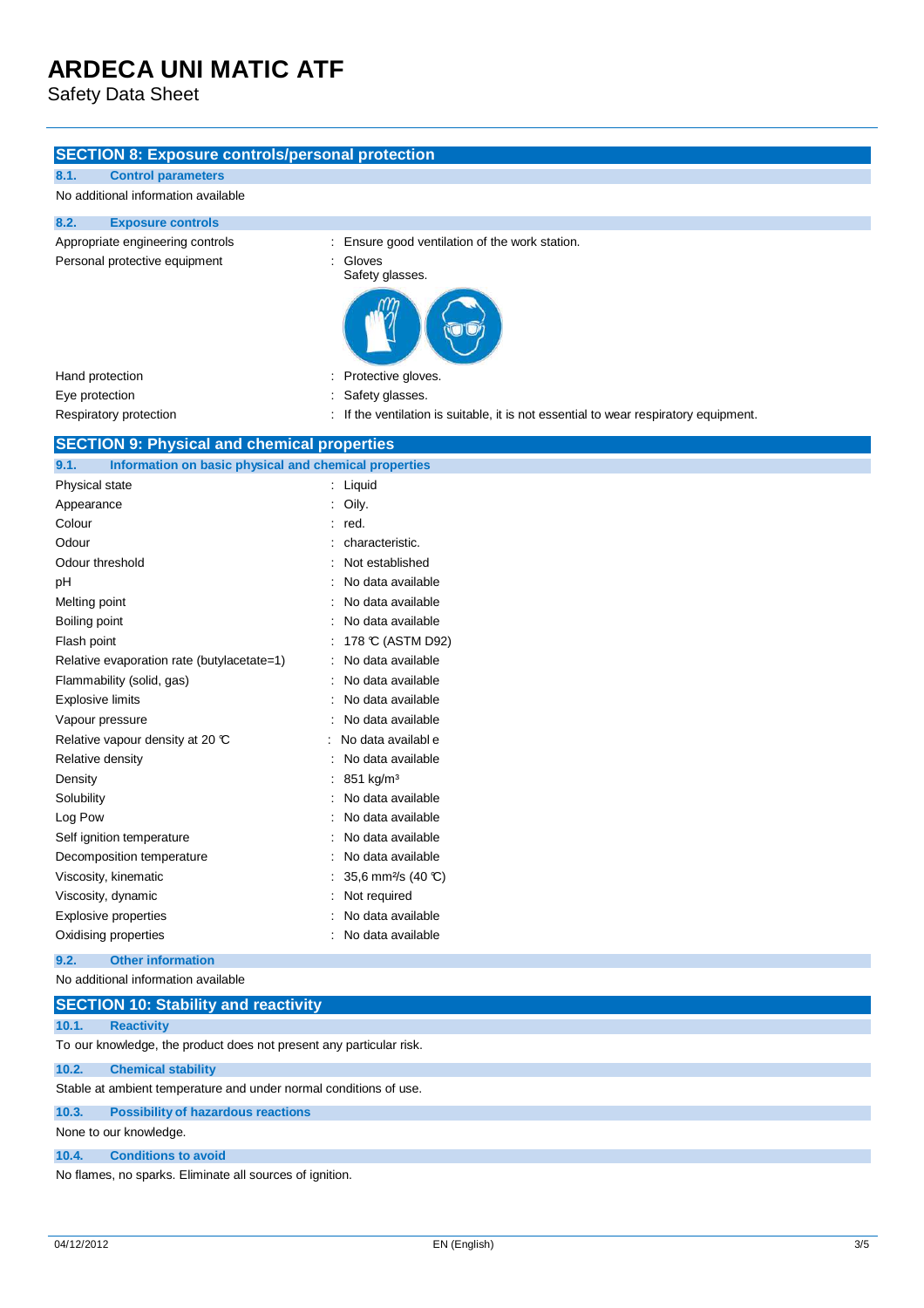# ARDECA UNI MATIC ATF

Safety Data Sheet

## SECTION 8: Exposure controls/personal protection

### 8.1. Control parameters

No additional information available

### 8.2. Exposure controls

| | |
|---|---|
| Appropriate engineering controls | : Ensure good ventilation of the work station. |
| Personal protective equipment | : Gloves<br>Safety glasses. |
| Hand protection | : Protective gloves. |
| Eye protection | : Safety glasses. |
| Respiratory protection | : If the ventilation is suitable, it is not essential to wear respiratory equipment. |

## SECTION 9: Physical and chemical properties

### 9.1. Information on basic physical and chemical properties

| | |
|---|---|
| Physical state | : Liquid |
| Appearance | : Oily. |
| Colour | : red. |
| Odour | : characteristic. |
| Odour threshold | : Not established |
| pH | : No data available |
| Melting point | : No data available |
| Boiling point | : No data available |
| Flash point | : 178 °C (ASTM D92) |
| Relative evaporation rate (butylacetate=1) | : No data available |
| Flammability (solid, gas) | : No data available |
| Explosive limits | : No data available |
| Vapour pressure | : No data available |
| Relative vapour density at 20 °C | : No data available |
| Relative density | : No data available |
| Density | : 851 kg/m³ |
| Solubility | : No data available |
| Log Pow | : No data available |
| Self ignition temperature | : No data available |
| Decomposition temperature | : No data available |
| Viscosity, kinematic | : 35,6 mm²/s (40 °C) |
| Viscosity, dynamic | : Not required |
| Explosive properties | : No data available |
| Oxidising properties | : No data available |

### 9.2. Other information

No additional information available

## SECTION 10: Stability and reactivity

### 10.1. Reactivity

To our knowledge, the product does not present any particular risk.

### 10.2. Chemical stability

Stable at ambient temperature and under normal conditions of use.

### 10.3. Possibility of hazardous reactions

None to our knowledge.

### 10.4. Conditions to avoid

No flames, no sparks. Eliminate all sources of ignition.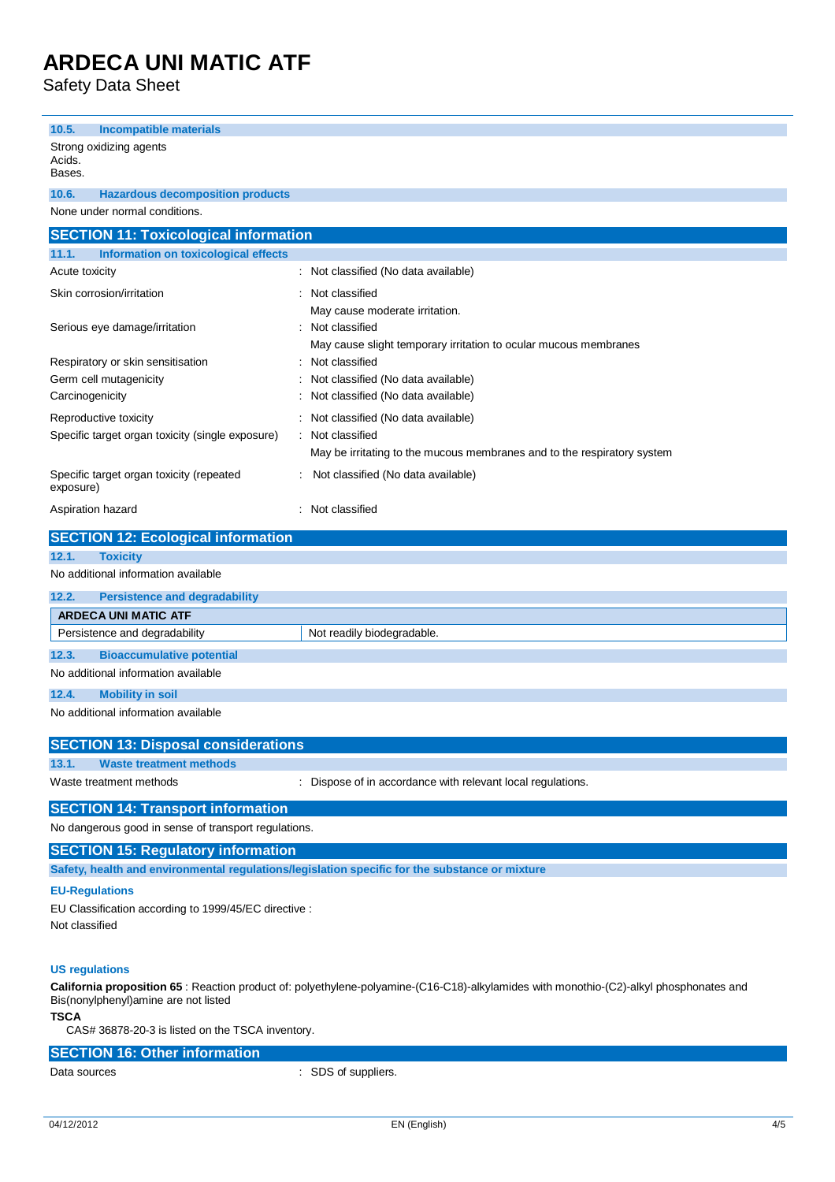#### 10.5. Incompatible materials

Strong oxidizing agents
Acids.
Bases.

#### 10.6. Hazardous decomposition products

None under normal conditions.

## SECTION 11: Toxicological information

### 11.1. Information on toxicological effects

| | |
|---|---|
| Acute toxicity | : Not classified (No data available) |
| Skin corrosion/irritation | : Not classified<br>May cause moderate irritation. |
| Serious eye damage/irritation | : Not classified<br>May cause slight temporary irritation to ocular mucous membranes |
| Respiratory or skin sensitisation | : Not classified |
| Germ cell mutagenicity | : Not classified (No data available) |
| Carcinogenicity | : Not classified (No data available) |
| Reproductive toxicity | : Not classified (No data available) |
| Specific target organ toxicity (single exposure) | : Not classified<br>May be irritating to the mucous membranes and to the respiratory system |
| Specific target organ toxicity (repeated exposure) | : Not classified (No data available) |
| Aspiration hazard | : Not classified |

## SECTION 12: Ecological information

### 12.1. Toxicity

No additional information available

### 12.2. Persistence and degradability

| ARDECA UNI MATIC ATF | |
|---|---|
| Persistence and degradability | Not readily biodegradable. |

### 12.3. Bioaccumulative potential

No additional information available

### 12.4. Mobility in soil

No additional information available

## SECTION 13: Disposal considerations

### 13.1. Waste treatment methods

| | |
|---|---|
| Waste treatment methods | : Dispose of in accordance with relevant local regulations. |

## SECTION 14: Transport information

No dangerous good in sense of transport regulations.

## SECTION 15: Regulatory information

**Safety, health and environmental regulations/legislation specific for the substance or mixture**

**EU-Regulations**

EU Classification according to 1999/45/EC directive :
Not classified

**US regulations**

**California proposition 65** : Reaction product of: polyethylene-polyamine-(C16-C18)-alkylamides with monothio-(C2)-alkyl phosphonates and Bis(nonylphenyl)amine are not listed

**TSCA**

CAS# 36878-20-3 is listed on the TSCA inventory.

## SECTION 16: Other information

| | |
|---|---|
| Data sources | : SDS of suppliers. |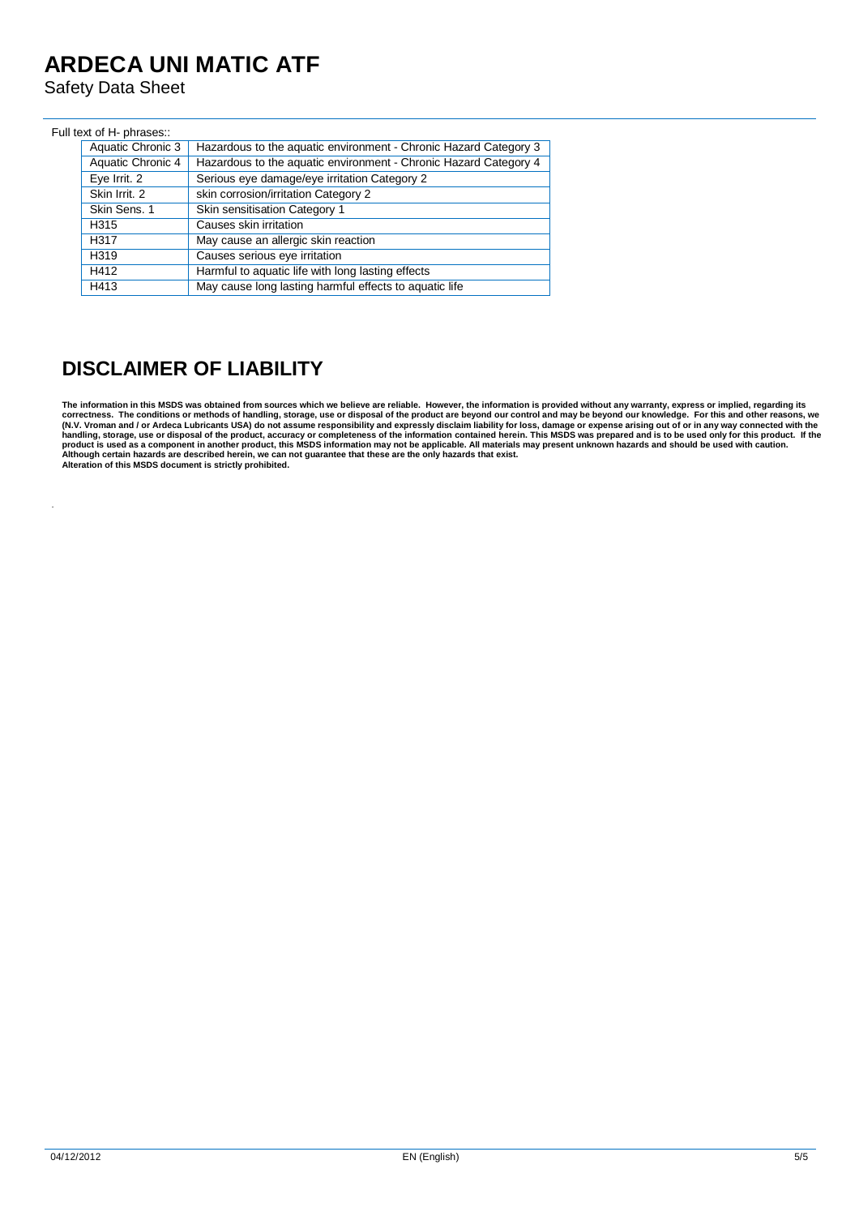Full text of H- phrases::

| | |
|---|---|
| Aquatic Chronic 3 | Hazardous to the aquatic environment - Chronic Hazard Category 3 |
| Aquatic Chronic 4 | Hazardous to the aquatic environment - Chronic Hazard Category 4 |
| Eye Irrit. 2 | Serious eye damage/eye irritation Category 2 |
| Skin Irrit. 2 | skin corrosion/irritation Category 2 |
| Skin Sens. 1 | Skin sensitisation Category 1 |
| H315 | Causes skin irritation |
| H317 | May cause an allergic skin reaction |
| H319 | Causes serious eye irritation |
| H412 | Harmful to aquatic life with long lasting effects |
| H413 | May cause long lasting harmful effects to aquatic life |

# DISCLAIMER OF LIABILITY

**The information in this MSDS was obtained from sources which we believe are reliable. However, the information is provided without any warranty, express or implied, regarding its correctness. The conditions or methods of handling, storage, use or disposal of the product are beyond our control and may be beyond our knowledge. For this and other reasons, we (N.V. Vroman and / or Ardeca Lubricants USA) do not assume responsibility and expressly disclaim liability for loss, damage or expense arising out of or in any way connected with the handling, storage, use or disposal of the product, accuracy or completeness of the information contained herein. This MSDS was prepared and is to be used only for this product. If the product is used as a component in another product, this MSDS information may not be applicable. All materials may present unknown hazards and should be used with caution. Although certain hazards are described herein, we can not guarantee that these are the only hazards that exist.**
**Alteration of this MSDS document is strictly prohibited.**